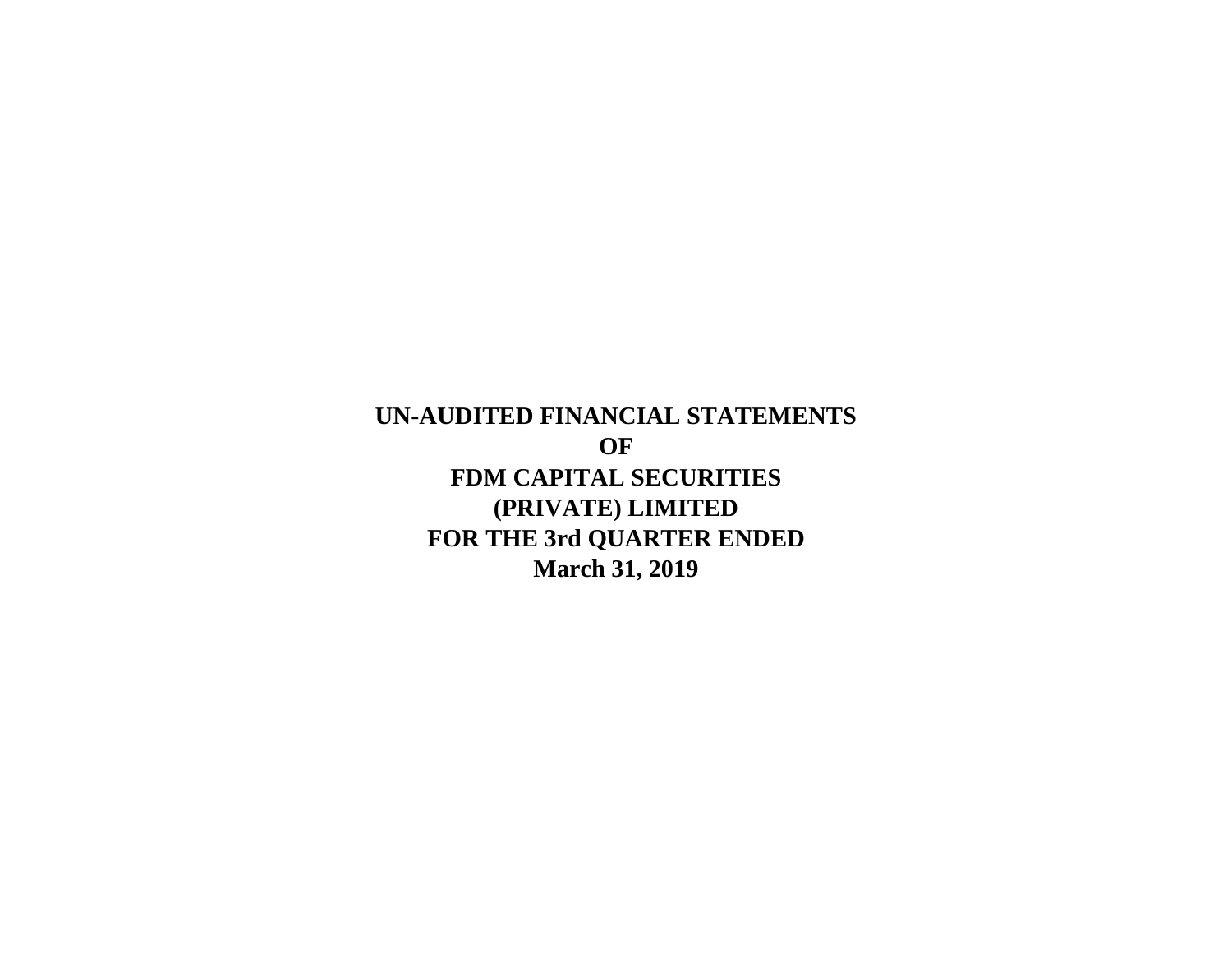# UN-AUDITED FINANCIAL STATEMENTS
# OF
# FDM CAPITAL SECURITIES
# (PRIVATE) LIMITED
# FOR THE 3rd QUARTER ENDED
# March 31, 2019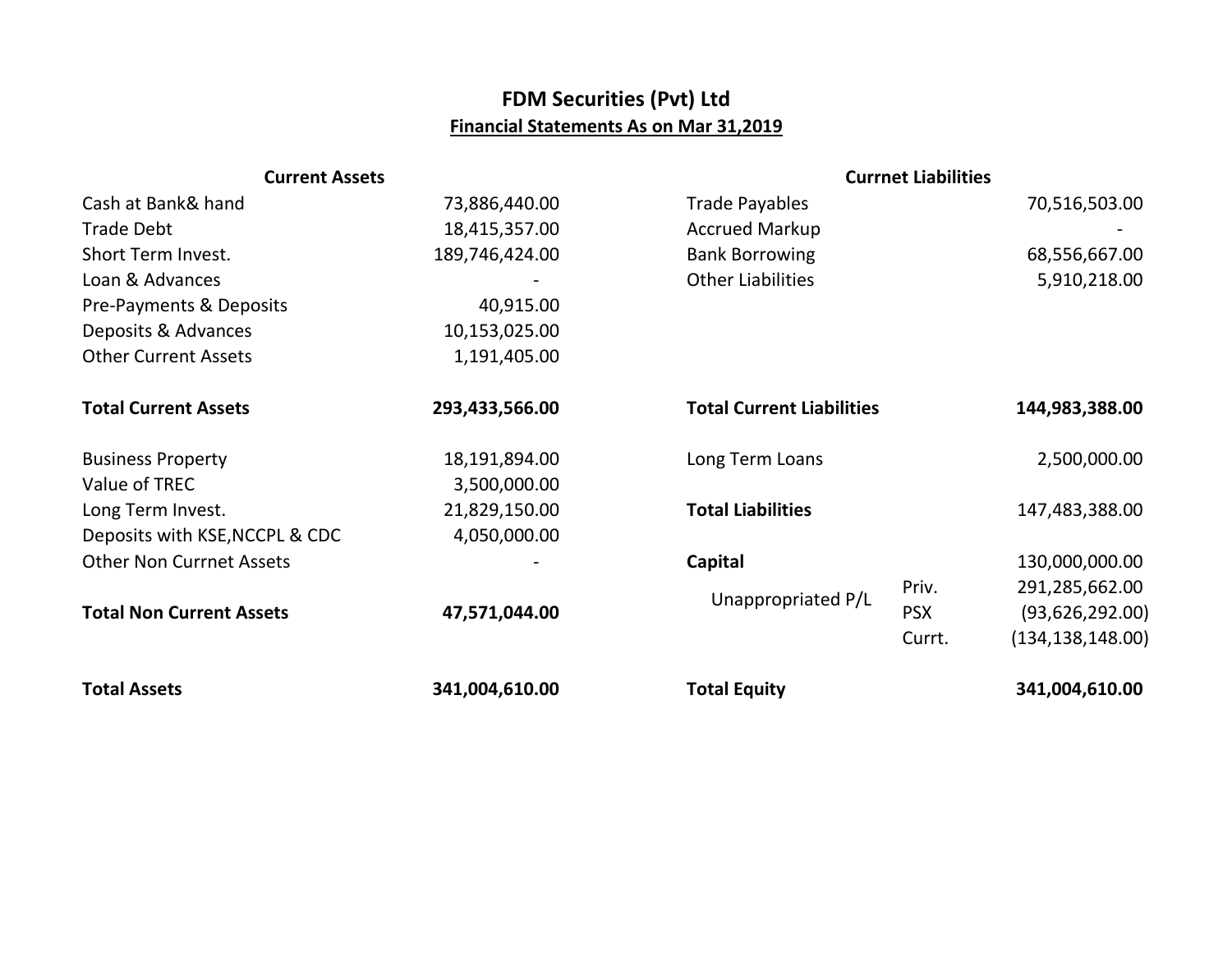# FDM Securities (Pvt) Ltd

## Financial Statements As on Mar 31,2019

| Current Assets | | Currnet Liabilities | | |
|---|---|---|---|---|
| Cash at Bank& hand | 73,886,440.00 | Trade Payables | | 70,516,503.00 |
| Trade Debt | 18,415,357.00 | Accrued Markup | | - |
| Short Term Invest. | 189,746,424.00 | Bank Borrowing | | 68,556,667.00 |
| Loan & Advances | - | Other Liabilities | | 5,910,218.00 |
| Pre-Payments & Deposits | 40,915.00 | | | |
| Deposits & Advances | 10,153,025.00 | | | |
| Other Current Assets | 1,191,405.00 | | | |
| **Total Current Assets** | **293,433,566.00** | **Total Current Liabilities** | | **144,983,388.00** |
| Business Property | 18,191,894.00 | Long Term Loans | | 2,500,000.00 |
| Value of TREC | 3,500,000.00 | | | |
| Long Term Invest. | 21,829,150.00 | **Total Liabilities** | | 147,483,388.00 |
| Deposits with KSE,NCCPL & CDC | 4,050,000.00 | | | |
| Other Non Currnet Assets | - | **Capital** | | 130,000,000.00 |
| | | Unappropriated P/L | Priv. | 291,285,662.00 |
| **Total Non Current Assets** | **47,571,044.00** | | PSX | (93,626,292.00) |
| | | | Currt. | (134,138,148.00) |
| **Total Assets** | **341,004,610.00** | **Total Equity** | | **341,004,610.00** |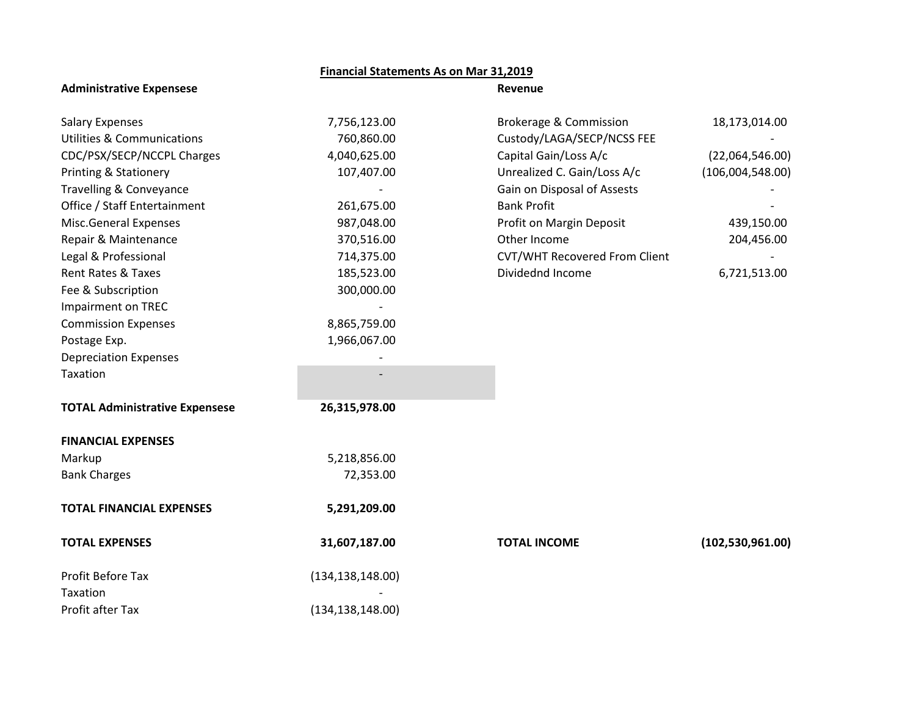## Financial Statements As on Mar 31,2019

| Administrative Expensese | | Revenue | |
|---|---|---|---|
| Salary Expenses | 7,756,123.00 | Brokerage & Commission | 18,173,014.00 |
| Utilities & Communications | 760,860.00 | Custody/LAGA/SECP/NCSS FEE | - |
| CDC/PSX/SECP/NCCPL Charges | 4,040,625.00 | Capital Gain/Loss A/c | (22,064,546.00) |
| Printing & Stationery | 107,407.00 | Unrealized C. Gain/Loss A/c | (106,004,548.00) |
| Travelling & Conveyance | - | Gain on Disposal of Assests | - |
| Office / Staff Entertainment | 261,675.00 | Bank Profit | - |
| Misc.General Expenses | 987,048.00 | Profit on Margin Deposit | 439,150.00 |
| Repair & Maintenance | 370,516.00 | Other Income | 204,456.00 |
| Legal & Professional | 714,375.00 | CVT/WHT Recovered From Client | - |
| Rent Rates & Taxes | 185,523.00 | Dividednd Income | 6,721,513.00 |
| Fee & Subscription | 300,000.00 | | |
| Impairment on TREC | - | | |
| Commission Expenses | 8,865,759.00 | | |
| Postage Exp. | 1,966,067.00 | | |
| Depreciation Expenses | - | | |
| Taxation | - | | |
| **TOTAL Administrative Expensese** | **26,315,978.00** | | |
| **FINANCIAL EXPENSES** | | | |
| Markup | 5,218,856.00 | | |
| Bank Charges | 72,353.00 | | |
| **TOTAL FINANCIAL EXPENSES** | **5,291,209.00** | | |
| **TOTAL EXPENSES** | **31,607,187.00** | **TOTAL INCOME** | **(102,530,961.00)** |
| Profit Before Tax | (134,138,148.00) | | |
| Taxation | - | | |
| Profit after Tax | (134,138,148.00) | | |